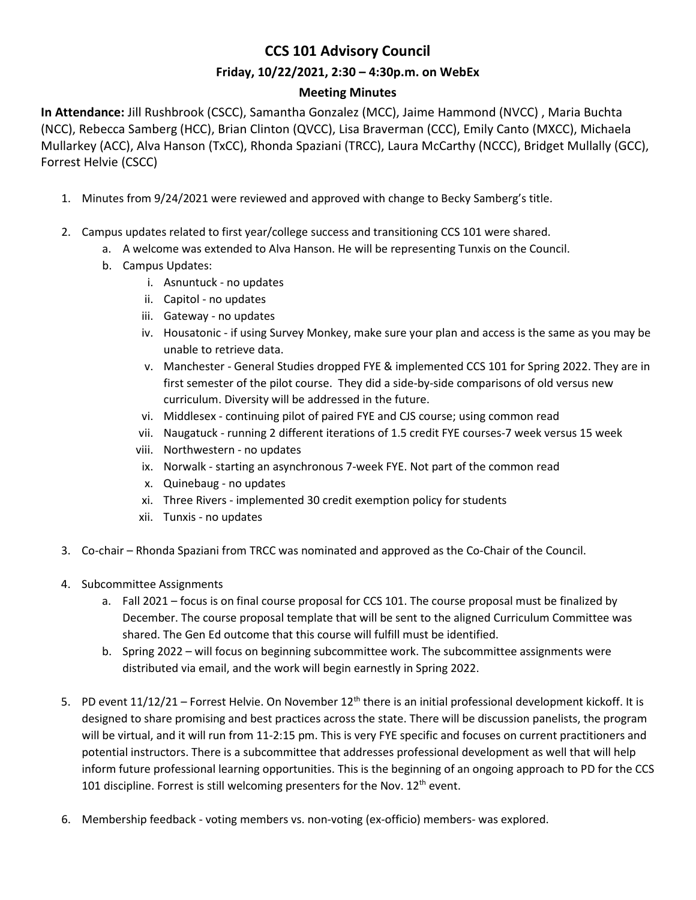# CCS 101 Advisory Council

## Friday, 10/22/2021, 2:30 – 4:30p.m. on WebEx

## Meeting Minutes

**In Attendance:** Jill Rushbrook (CSCC), Samantha Gonzalez (MCC), Jaime Hammond (NVCC) , Maria Buchta (NCC), Rebecca Samberg (HCC), Brian Clinton (QVCC), Lisa Braverman (CCC), Emily Canto (MXCC), Michaela Mullarkey (ACC), Alva Hanson (TxCC), Rhonda Spaziani (TRCC), Laura McCarthy (NCCC), Bridget Mullally (GCC), Forrest Helvie (CSCC)

1. Minutes from 9/24/2021 were reviewed and approved with change to Becky Samberg's title.

2. Campus updates related to first year/college success and transitioning CCS 101 were shared.
   a. A welcome was extended to Alva Hanson. He will be representing Tunxis on the Council.
   b. Campus Updates:
      i. Asnuntuck - no updates
      ii. Capitol - no updates
      iii. Gateway - no updates
      iv. Housatonic - if using Survey Monkey, make sure your plan and access is the same as you may be unable to retrieve data.
      v. Manchester - General Studies dropped FYE & implemented CCS 101 for Spring 2022. They are in first semester of the pilot course. They did a side-by-side comparisons of old versus new curriculum. Diversity will be addressed in the future.
      vi. Middlesex - continuing pilot of paired FYE and CJS course; using common read
      vii. Naugatuck - running 2 different iterations of 1.5 credit FYE courses-7 week versus 15 week
      viii. Northwestern - no updates
      ix. Norwalk - starting an asynchronous 7-week FYE. Not part of the common read
      x. Quinebaug - no updates
      xi. Three Rivers - implemented 30 credit exemption policy for students
      xii. Tunxis - no updates

3. Co-chair – Rhonda Spaziani from TRCC was nominated and approved as the Co-Chair of the Council.

4. Subcommittee Assignments
   a. Fall 2021 – focus is on final course proposal for CCS 101. The course proposal must be finalized by December. The course proposal template that will be sent to the aligned Curriculum Committee was shared. The Gen Ed outcome that this course will fulfill must be identified.
   b. Spring 2022 – will focus on beginning subcommittee work. The subcommittee assignments were distributed via email, and the work will begin earnestly in Spring 2022.

5. PD event 11/12/21 – Forrest Helvie. On November 12th there is an initial professional development kickoff. It is designed to share promising and best practices across the state. There will be discussion panelists, the program will be virtual, and it will run from 11-2:15 pm. This is very FYE specific and focuses on current practitioners and potential instructors. There is a subcommittee that addresses professional development as well that will help inform future professional learning opportunities. This is the beginning of an ongoing approach to PD for the CCS 101 discipline. Forrest is still welcoming presenters for the Nov. 12th event.

6. Membership feedback - voting members vs. non-voting (ex-officio) members- was explored.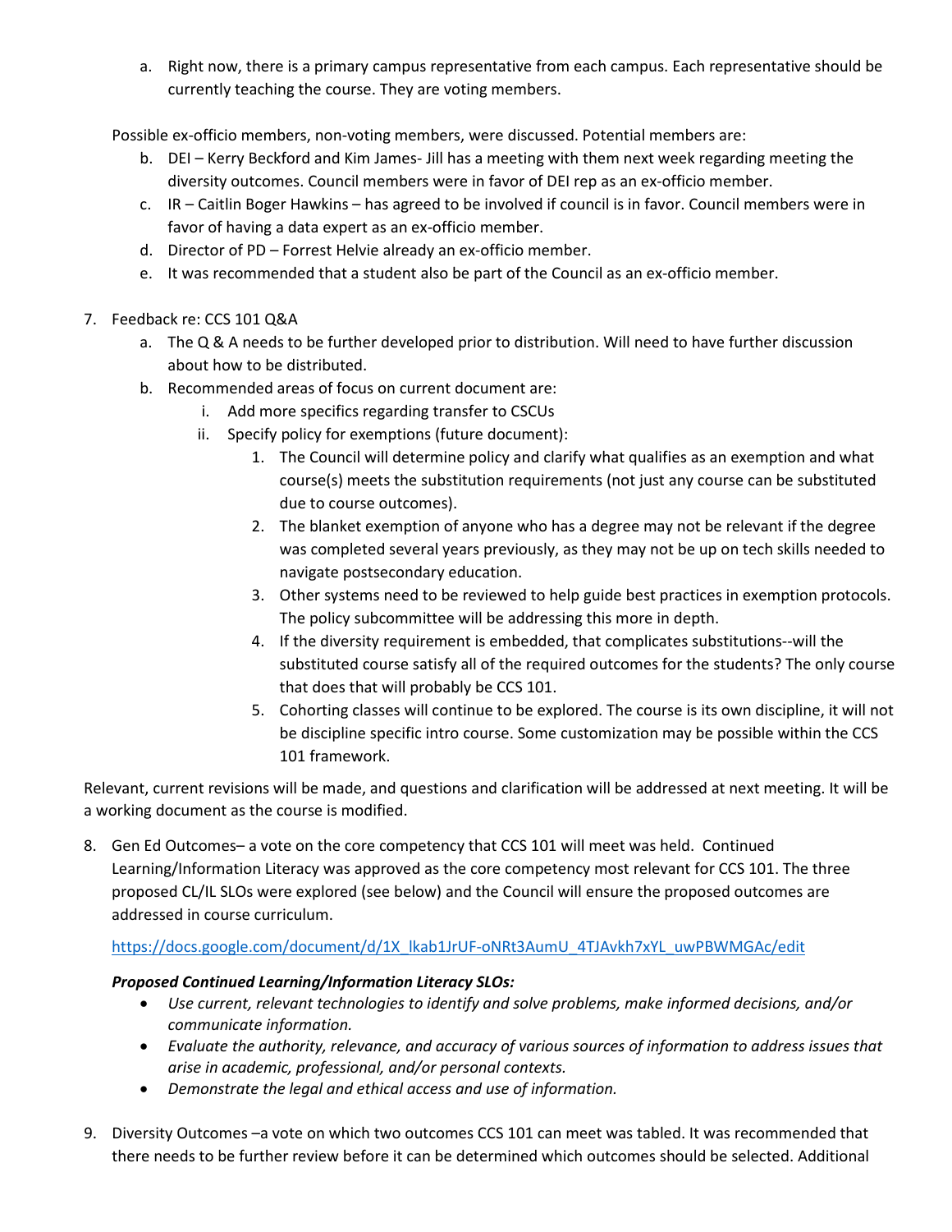a. Right now, there is a primary campus representative from each campus. Each representative should be currently teaching the course. They are voting members.

Possible ex-officio members, non-voting members, were discussed. Potential members are:

b. DEI – Kerry Beckford and Kim James- Jill has a meeting with them next week regarding meeting the diversity outcomes. Council members were in favor of DEI rep as an ex-officio member.
c. IR – Caitlin Boger Hawkins – has agreed to be involved if council is in favor. Council members were in favor of having a data expert as an ex-officio member.
d. Director of PD – Forrest Helvie already an ex-officio member.
e. It was recommended that a student also be part of the Council as an ex-officio member.

7. Feedback re: CCS 101 Q&A
   a. The Q & A needs to be further developed prior to distribution. Will need to have further discussion about how to be distributed.
   b. Recommended areas of focus on current document are:
      i. Add more specifics regarding transfer to CSCUs
      ii. Specify policy for exemptions (future document):
         1. The Council will determine policy and clarify what qualifies as an exemption and what course(s) meets the substitution requirements (not just any course can be substituted due to course outcomes).
         2. The blanket exemption of anyone who has a degree may not be relevant if the degree was completed several years previously, as they may not be up on tech skills needed to navigate postsecondary education.
         3. Other systems need to be reviewed to help guide best practices in exemption protocols. The policy subcommittee will be addressing this more in depth.
         4. If the diversity requirement is embedded, that complicates substitutions--will the substituted course satisfy all of the required outcomes for the students? The only course that does that will probably be CCS 101.
         5. Cohorting classes will continue to be explored. The course is its own discipline, it will not be discipline specific intro course. Some customization may be possible within the CCS 101 framework.

Relevant, current revisions will be made, and questions and clarification will be addressed at next meeting. It will be a working document as the course is modified.

8. Gen Ed Outcomes– a vote on the core competency that CCS 101 will meet was held. Continued Learning/Information Literacy was approved as the core competency most relevant for CCS 101. The three proposed CL/IL SLOs were explored (see below) and the Council will ensure the proposed outcomes are addressed in course curriculum.

   https://docs.google.com/document/d/1X_lkab1JrUF-oNRt3AumU_4TJAvkh7xYL_uwPBWMGAc/edit

   ***Proposed Continued Learning/Information Literacy SLOs:***
   - *Use current, relevant technologies to identify and solve problems, make informed decisions, and/or communicate information.*
   - *Evaluate the authority, relevance, and accuracy of various sources of information to address issues that arise in academic, professional, and/or personal contexts.*
   - *Demonstrate the legal and ethical access and use of information.*

9. Diversity Outcomes –a vote on which two outcomes CCS 101 can meet was tabled. It was recommended that there needs to be further review before it can be determined which outcomes should be selected. Additional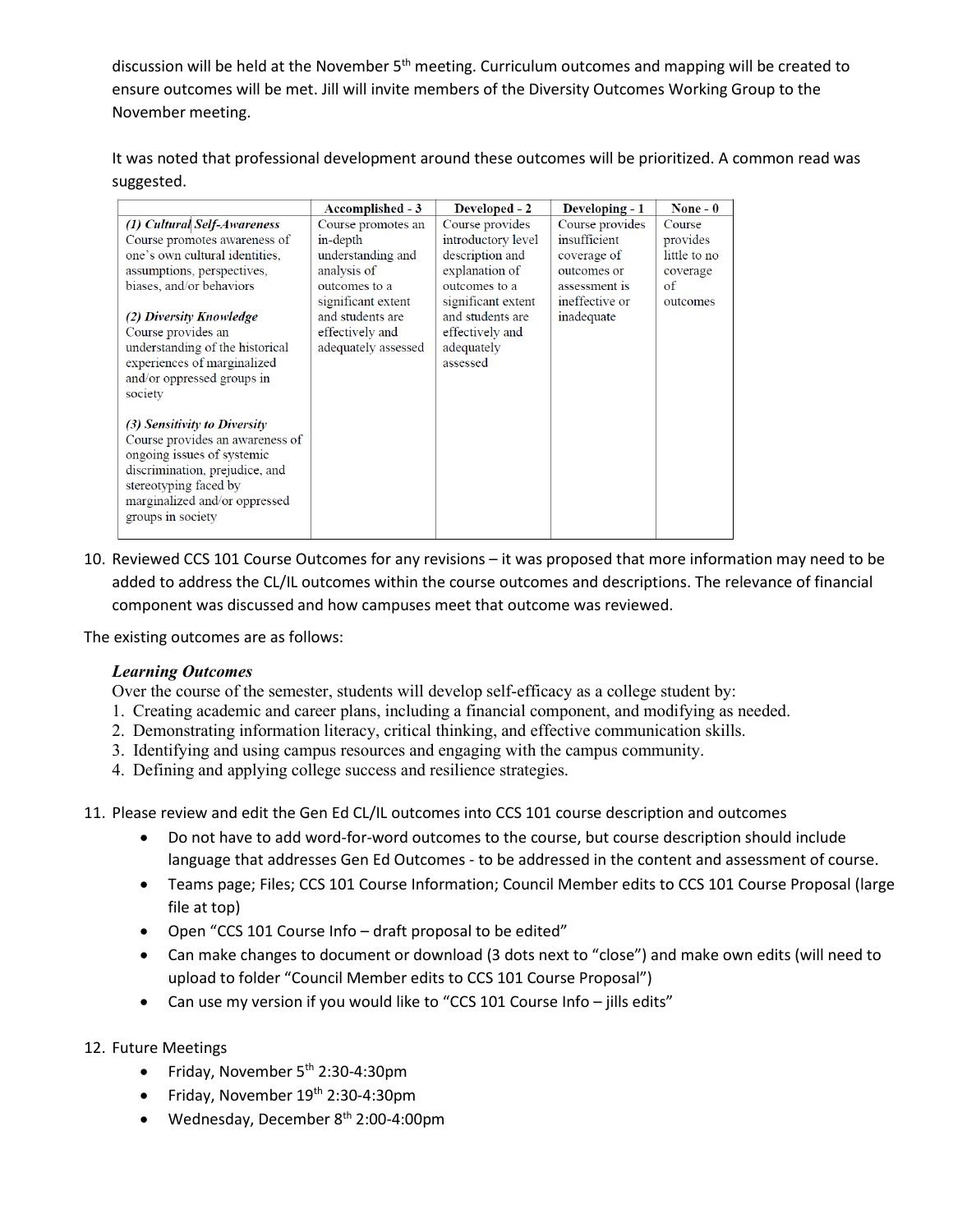discussion will be held at the November 5th meeting. Curriculum outcomes and mapping will be created to ensure outcomes will be met. Jill will invite members of the Diversity Outcomes Working Group to the November meeting.

It was noted that professional development around these outcomes will be prioritized. A common read was suggested.

| | Accomplished - 3 | Developed - 2 | Developing - 1 | None - 0 |
|---|---|---|---|---|
| ***(1) Cultural Self-Awareness*** Course promotes awareness of one's own cultural identities, assumptions, perspectives, biases, and/or behaviors<br><br>***(2) Diversity Knowledge*** Course provides an understanding of the historical experiences of marginalized and/or oppressed groups in society<br><br>***(3) Sensitivity to Diversity*** Course provides an awareness of ongoing issues of systemic discrimination, prejudice, and stereotyping faced by marginalized and/or oppressed groups in society | Course promotes an in-depth understanding and analysis of outcomes to a significant extent and students are effectively and adequately assessed | Course provides introductory level description and explanation of outcomes to a significant extent and students are effectively and adequately assessed | Course provides insufficient coverage of outcomes or assessment is ineffective or inadequate | Course provides little to no coverage of outcomes |

10. Reviewed CCS 101 Course Outcomes for any revisions – it was proposed that more information may need to be added to address the CL/IL outcomes within the course outcomes and descriptions. The relevance of financial component was discussed and how campuses meet that outcome was reviewed.

The existing outcomes are as follows:

***Learning Outcomes***

Over the course of the semester, students will develop self-efficacy as a college student by:

1. Creating academic and career plans, including a financial component, and modifying as needed.
2. Demonstrating information literacy, critical thinking, and effective communication skills.
3. Identifying and using campus resources and engaging with the campus community.
4. Defining and applying college success and resilience strategies.

11. Please review and edit the Gen Ed CL/IL outcomes into CCS 101 course description and outcomes
    - Do not have to add word-for-word outcomes to the course, but course description should include language that addresses Gen Ed Outcomes - to be addressed in the content and assessment of course.
    - Teams page; Files; CCS 101 Course Information; Council Member edits to CCS 101 Course Proposal (large file at top)
    - Open "CCS 101 Course Info – draft proposal to be edited"
    - Can make changes to document or download (3 dots next to "close") and make own edits (will need to upload to folder "Council Member edits to CCS 101 Course Proposal")
    - Can use my version if you would like to "CCS 101 Course Info – jills edits"

12. Future Meetings
    - Friday, November 5th 2:30-4:30pm
    - Friday, November 19th 2:30-4:30pm
    - Wednesday, December 8th 2:00-4:00pm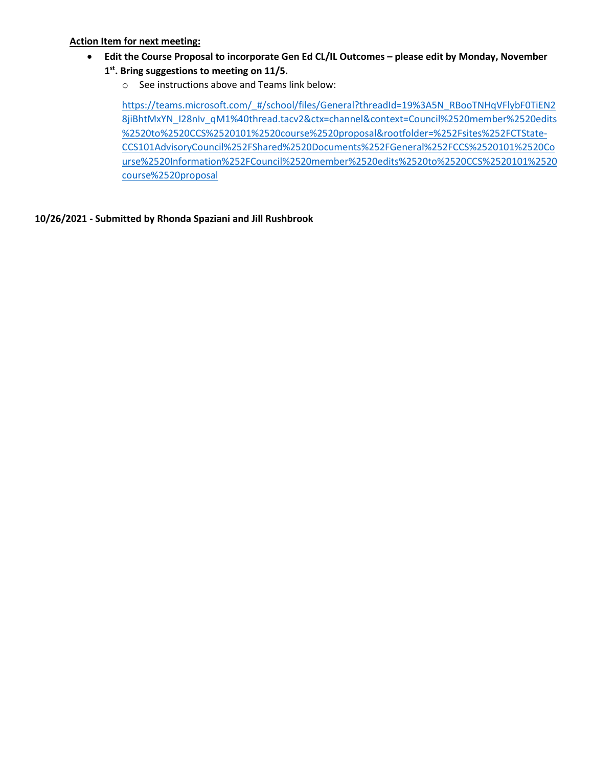**Action Item for next meeting:**

- **Edit the Course Proposal to incorporate Gen Ed CL/IL Outcomes – please edit by Monday, November 1st. Bring suggestions to meeting on 11/5.**
  - See instructions above and Teams link below:

    https://teams.microsoft.com/_#/school/files/General?threadId=19%3A5N_RBooTNHqVFlybF0TiEN28jiBhtMxYN_I28nIv_qM1%40thread.tacv2&ctx=channel&context=Council%2520member%2520edits%2520to%2520CCS%2520101%2520course%2520proposal&rootfolder=%252Fsites%252FCTState-CCS101AdvisoryCouncil%252FShared%2520Documents%252FGeneral%252FCCS%2520101%2520Course%2520Information%252FCouncil%2520member%2520edits%2520to%2520CCS%2520101%2520course%2520proposal

**10/26/2021 - Submitted by Rhonda Spaziani and Jill Rushbrook**